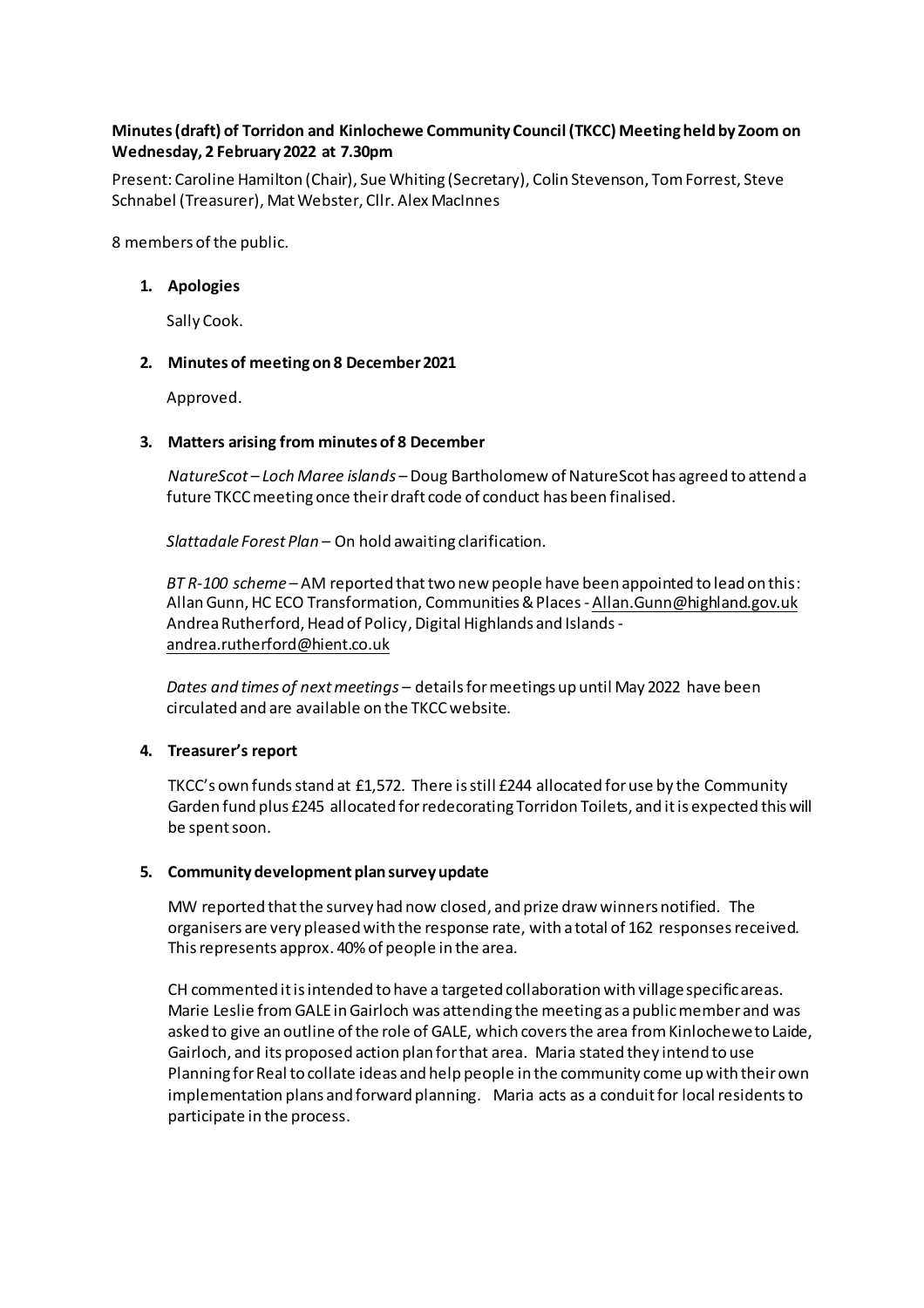**Minutes (draft) of Torridon and Kinlochewe Community Council (TKCC) Meeting held by Zoom on Wednesday, 2 February 2022 at 7.30pm**

Present: Caroline Hamilton (Chair), Sue Whiting (Secretary), Colin Stevenson, Tom Forrest, Steve Schnabel (Treasurer), Mat Webster, Cllr. Alex MacInnes

8 members of the public.

1. **Apologies**

   Sally Cook.

2. **Minutes of meeting on 8 December 2021**

   Approved.

3. **Matters arising from minutes of 8 December**

   *NatureScot – Loch Maree islands* – Doug Bartholomew of NatureScot has agreed to attend a future TKCC meeting once their draft code of conduct has been finalised.

   *Slattadale Forest Plan* – On hold awaiting clarification.

   *BT R-100 scheme* – AM reported that two new people have been appointed to lead on this: Allan Gunn, HC ECO Transformation, Communities & Places - Allan.Gunn@highland.gov.uk Andrea Rutherford, Head of Policy, Digital Highlands and Islands - andrea.rutherford@hient.co.uk

   *Dates and times of next meetings* – details for meetings up until May 2022 have been circulated and are available on the TKCC website.

4. **Treasurer's report**

   TKCC's own funds stand at £1,572. There is still £244 allocated for use by the Community Garden fund plus £245 allocated for redecorating Torridon Toilets, and it is expected this will be spent soon.

5. **Community development plan survey update**

   MW reported that the survey had now closed, and prize draw winners notified. The organisers are very pleased with the response rate, with a total of 162 responses received. This represents approx. 40% of people in the area.

   CH commented it is intended to have a targeted collaboration with village specific areas. Marie Leslie from GALE in Gairloch was attending the meeting as a public member and was asked to give an outline of the role of GALE, which covers the area from Kinlochewe to Laide, Gairloch, and its proposed action plan for that area. Maria stated they intend to use Planning for Real to collate ideas and help people in the community come up with their own implementation plans and forward planning. Maria acts as a conduit for local residents to participate in the process.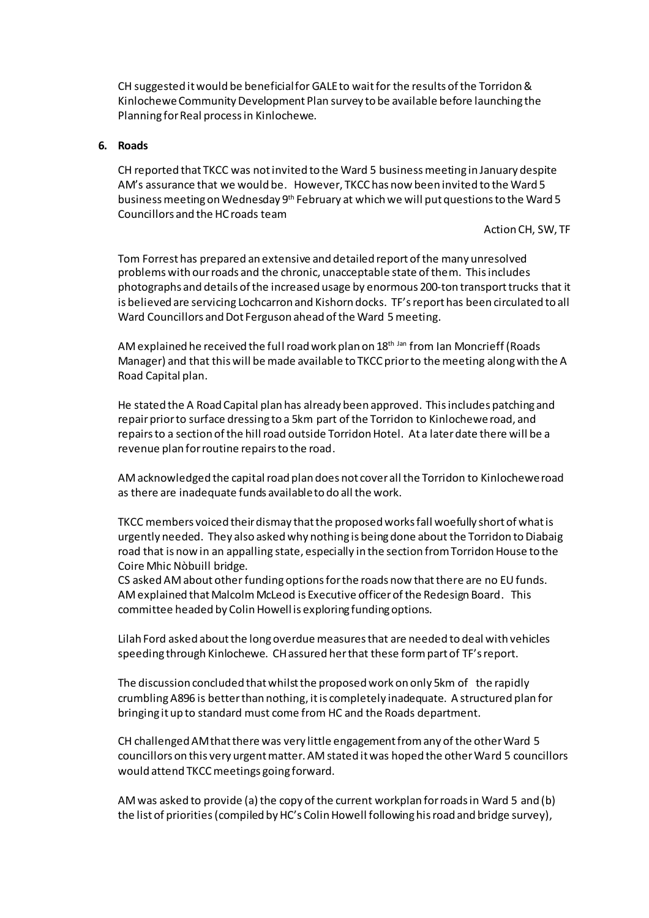CH suggested it would be beneficial for GALE to wait for the results of the Torridon & Kinlochewe Community Development Plan survey to be available before launching the Planning for Real process in Kinlochewe.

**6. Roads**

CH reported that TKCC was not invited to the Ward 5 business meeting in January despite AM's assurance that we would be. However, TKCC has now been invited to the Ward 5 business meeting on Wednesday 9th February at which we will put questions to the Ward 5 Councillors and the HC roads team

Action CH, SW, TF

Tom Forrest has prepared an extensive and detailed report of the many unresolved problems with our roads and the chronic, unacceptable state of them. This includes photographs and details of the increased usage by enormous 200-ton transport trucks that it is believed are servicing Lochcarron and Kishorn docks. TF's report has been circulated to all Ward Councillors and Dot Ferguson ahead of the Ward 5 meeting.

AM explained he received the full road work plan on 18th Jan from Ian Moncrieff (Roads Manager) and that this will be made available to TKCC prior to the meeting along with the A Road Capital plan.

He stated the A Road Capital plan has already been approved. This includes patching and repair prior to surface dressing to a 5km part of the Torridon to Kinlochewe road, and repairs to a section of the hill road outside Torridon Hotel. At a later date there will be a revenue plan for routine repairs to the road.

AM acknowledged the capital road plan does not cover all the Torridon to Kinlochewe road as there are inadequate funds available to do all the work.

TKCC members voiced their dismay that the proposed works fall woefully short of what is urgently needed. They also asked why nothing is being done about the Torridon to Diabaig road that is now in an appalling state, especially in the section from Torridon House to the Coire Mhic Nòbuill bridge.
CS asked AM about other funding options for the roads now that there are no EU funds. AM explained that Malcolm McLeod is Executive officer of the Redesign Board. This committee headed by Colin Howell is exploring funding options.

Lilah Ford asked about the long overdue measures that are needed to deal with vehicles speeding through Kinlochewe. CH assured her that these form part of TF's report.

The discussion concluded that whilst the proposed work on only 5km of the rapidly crumbling A896 is better than nothing, it is completely inadequate. A structured plan for bringing it up to standard must come from HC and the Roads department.

CH challenged AM that there was very little engagement from any of the other Ward 5 councillors on this very urgent matter. AM stated it was hoped the other Ward 5 councillors would attend TKCC meetings going forward.

AM was asked to provide (a) the copy of the current workplan for roads in Ward 5 and (b) the list of priorities (compiled by HC's Colin Howell following his road and bridge survey),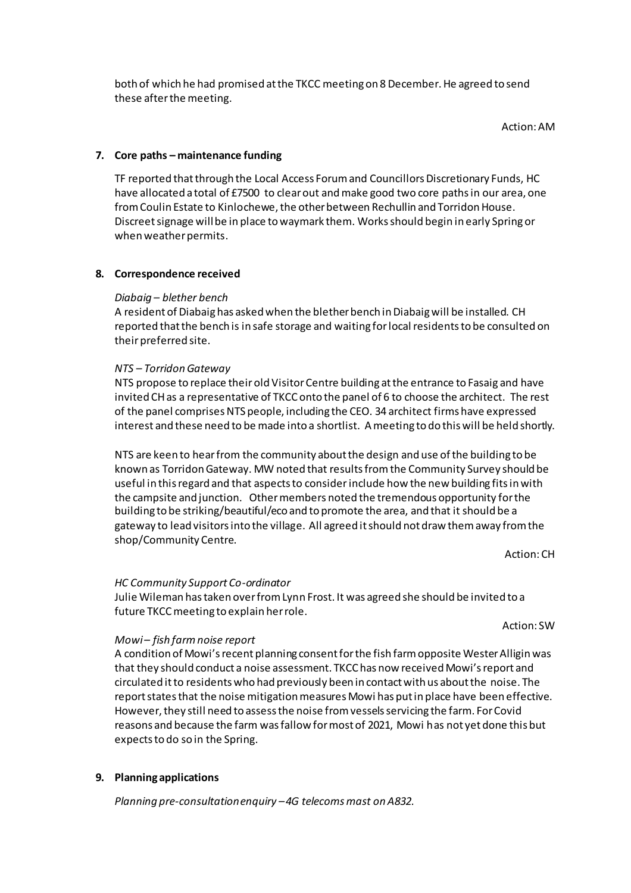both of which he had promised at the TKCC meeting on 8 December. He agreed to send these after the meeting.

Action: AM

## 7. Core paths – maintenance funding

TF reported that through the Local Access Forum and Councillors Discretionary Funds, HC have allocated a total of £7500 to clear out and make good two core paths in our area, one from Coulin Estate to Kinlochewe, the other between Rechullin and Torridon House. Discreet signage will be in place to waymark them. Works should begin in early Spring or when weather permits.

## 8. Correspondence received

*Diabaig – blether bench*

A resident of Diabaig has asked when the blether bench in Diabaig will be installed. CH reported that the bench is in safe storage and waiting for local residents to be consulted on their preferred site.

*NTS – Torridon Gateway*

NTS propose to replace their old Visitor Centre building at the entrance to Fasaig and have invited CH as a representative of TKCC onto the panel of 6 to choose the architect. The rest of the panel comprises NTS people, including the CEO. 34 architect firms have expressed interest and these need to be made into a shortlist. A meeting to do this will be held shortly.

NTS are keen to hear from the community about the design and use of the building to be known as Torridon Gateway. MW noted that results from the Community Survey should be useful in this regard and that aspects to consider include how the new building fits in with the campsite and junction. Other members noted the tremendous opportunity for the building to be striking/beautiful/eco and to promote the area, and that it should be a gateway to lead visitors into the village. All agreed it should not draw them away from the shop/Community Centre.

Action: CH

*HC Community Support Co-ordinator*

Julie Wileman has taken over from Lynn Frost. It was agreed she should be invited to a future TKCC meeting to explain her role.

Action: SW

*Mowi – fish farm noise report*

A condition of Mowi's recent planning consent for the fish farm opposite Wester Alligin was that they should conduct a noise assessment. TKCC has now received Mowi's report and circulated it to residents who had previously been in contact with us about the noise. The report states that the noise mitigation measures Mowi has put in place have been effective. However, they still need to assess the noise from vessels servicing the farm. For Covid reasons and because the farm was fallow for most of 2021, Mowi has not yet done this but expects to do so in the Spring.

## 9. Planning applications

*Planning pre-consultation enquiry – 4G telecoms mast on A832.*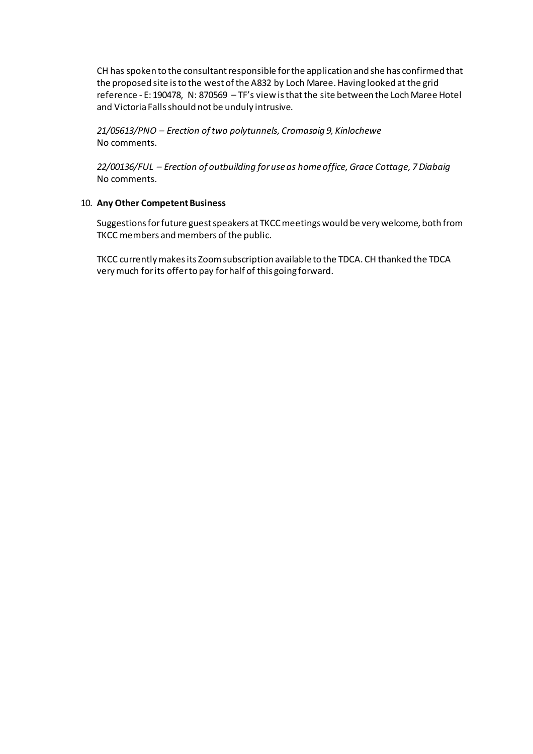CH has spoken to the consultant responsible for the application and she has confirmed that the proposed site is to the west of the A832 by Loch Maree. Having looked at the grid reference - E: 190478, N: 870569 – TF's view is that the site between the Loch Maree Hotel and Victoria Falls should not be unduly intrusive.

*21/05613/PNO – Erection of two polytunnels, Cromasaig 9, Kinlochewe*
No comments.

*22/00136/FUL – Erection of outbuilding for use as home office, Grace Cottage, 7 Diabaig*
No comments.

10. **Any Other Competent Business**

Suggestions for future guest speakers at TKCC meetings would be very welcome, both from TKCC members and members of the public.

TKCC currently makes its Zoom subscription available to the TDCA. CH thanked the TDCA very much for its offer to pay for half of this going forward.